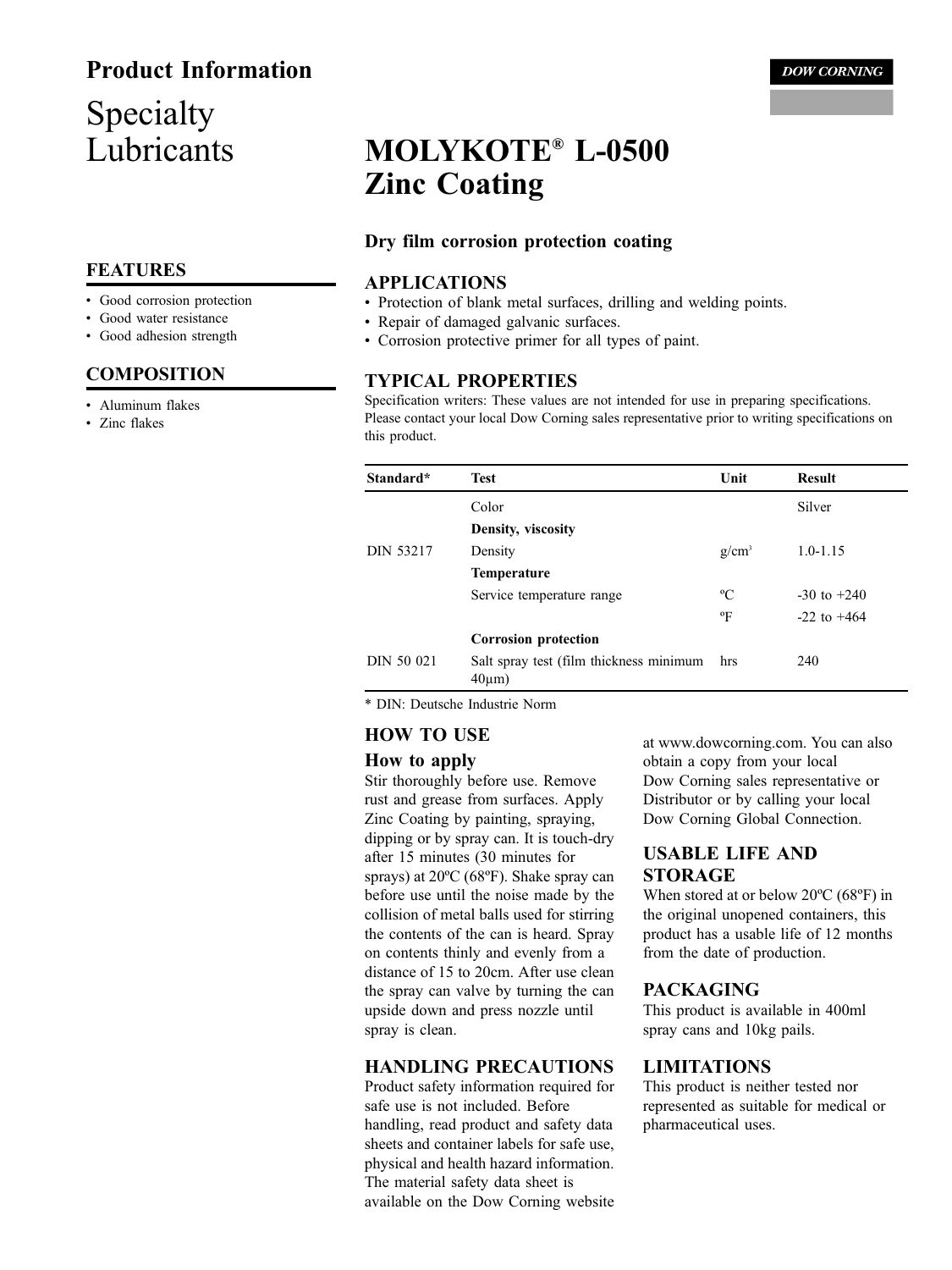## Product Information

DOW CORNING

# Specialty Lubricants

# MOLYKOTE® L-0500 Zinc Coating

**Dry film corrosion protection coating**

## FEATURES

- Good corrosion protection
- Good water resistance
- Good adhesion strength

## COMPOSITION

- Aluminum flakes
- Zinc flakes

## APPLICATIONS

- Protection of blank metal surfaces, drilling and welding points.
- Repair of damaged galvanic surfaces.
- Corrosion protective primer for all types of paint.

## TYPICAL PROPERTIES

Specification writers: These values are not intended for use in preparing specifications. Please contact your local Dow Corning sales representative prior to writing specifications on this product.

| Standard* | Test | Unit | Result |
|---|---|---|---|
| | Color | | Silver |
| | **Density, viscosity** | | |
| DIN 53217 | Density | g/cm³ | 1.0-1.15 |
| | **Temperature** | | |
| | Service temperature range | ºC | -30 to +240 |
| | | ºF | -22 to +464 |
| | **Corrosion protection** | | |
| DIN 50 021 | Salt spray test (film thickness minimum 40µm) | hrs | 240 |

\* DIN: Deutsche Industrie Norm

## HOW TO USE

### How to apply

Stir thoroughly before use. Remove rust and grease from surfaces. Apply Zinc Coating by painting, spraying, dipping or by spray can. It is touch-dry after 15 minutes (30 minutes for sprays) at 20ºC (68ºF). Shake spray can before use until the noise made by the collision of metal balls used for stirring the contents of the can is heard. Spray on contents thinly and evenly from a distance of 15 to 20cm. After use clean the spray can valve by turning the can upside down and press nozzle until spray is clean.

## HANDLING PRECAUTIONS

Product safety information required for safe use is not included. Before handling, read product and safety data sheets and container labels for safe use, physical and health hazard information. The material safety data sheet is available on the Dow Corning website at www.dowcorning.com. You can also obtain a copy from your local Dow Corning sales representative or Distributor or by calling your local Dow Corning Global Connection.

## USABLE LIFE AND STORAGE

When stored at or below 20ºC (68ºF) in the original unopened containers, this product has a usable life of 12 months from the date of production.

## PACKAGING

This product is available in 400ml spray cans and 10kg pails.

## LIMITATIONS

This product is neither tested nor represented as suitable for medical or pharmaceutical uses.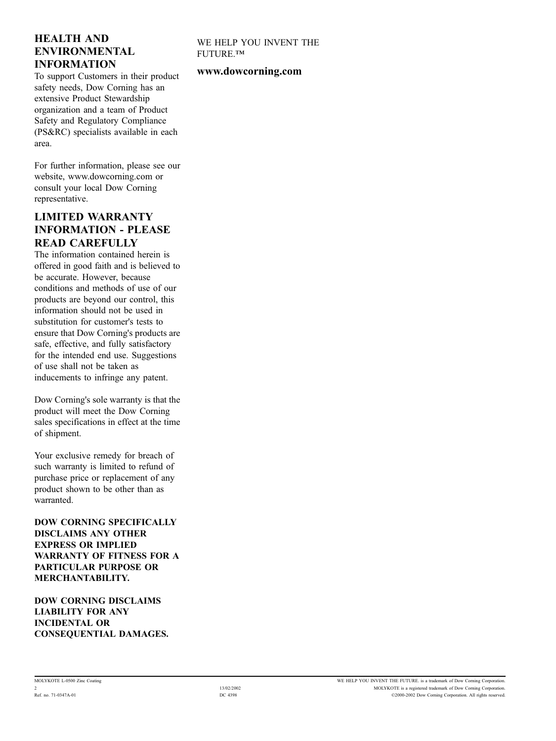## HEALTH AND ENVIRONMENTAL INFORMATION

To support Customers in their product safety needs, Dow Corning has an extensive Product Stewardship organization and a team of Product Safety and Regulatory Compliance (PS&RC) specialists available in each area.

For further information, please see our website, www.dowcorning.com or consult your local Dow Corning representative.

## LIMITED WARRANTY INFORMATION - PLEASE READ CAREFULLY

The information contained herein is offered in good faith and is believed to be accurate. However, because conditions and methods of use of our products are beyond our control, this information should not be used in substitution for customer's tests to ensure that Dow Corning's products are safe, effective, and fully satisfactory for the intended end use. Suggestions of use shall not be taken as inducements to infringe any patent.

Dow Corning's sole warranty is that the product will meet the Dow Corning sales specifications in effect at the time of shipment.

Your exclusive remedy for breach of such warranty is limited to refund of purchase price or replacement of any product shown to be other than as warranted.

**DOW CORNING SPECIFICALLY DISCLAIMS ANY OTHER EXPRESS OR IMPLIED WARRANTY OF FITNESS FOR A PARTICULAR PURPOSE OR MERCHANTABILITY.**

**DOW CORNING DISCLAIMS LIABILITY FOR ANY INCIDENTAL OR CONSEQUENTIAL DAMAGES.**

WE HELP YOU INVENT THE FUTURE.™

**www.dowcorning.com**

MOLYKOTE L-0500 Zinc Coating
Ref. no. 71-0347A-01
13/02/2002
DC 4398

WE HELP YOU INVENT THE FUTURE. is a trademark of Dow Corning Corporation.
MOLYKOTE is a registered trademark of Dow Corning Corporation.
©2000-2002 Dow Corning Corporation. All rights reserved.